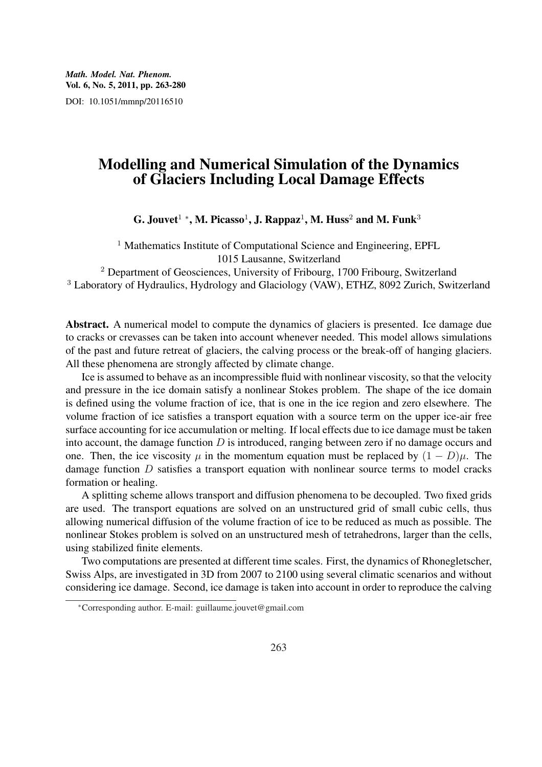*Math. Model. Nat. Phenom.*
**Vol. 6, No. 5, 2011, pp. 263-280**
DOI: 10.1051/mmnp/20116510

# Modelling and Numerical Simulation of the Dynamics of Glaciers Including Local Damage Effects

**G. Jouvet[1] \*, M. Picasso[1], J. Rappaz[1], M. Huss[2] and M. Funk[3]**

[1] Mathematics Institute of Computational Science and Engineering, EPFL 1015 Lausanne, Switzerland
[2] Department of Geosciences, University of Fribourg, 1700 Fribourg, Switzerland
[3] Laboratory of Hydraulics, Hydrology and Glaciology (VAW), ETHZ, 8092 Zurich, Switzerland

**Abstract.** A numerical model to compute the dynamics of glaciers is presented. Ice damage due to cracks or crevasses can be taken into account whenever needed. This model allows simulations of the past and future retreat of glaciers, the calving process or the break-off of hanging glaciers. All these phenomena are strongly affected by climate change.

Ice is assumed to behave as an incompressible fluid with nonlinear viscosity, so that the velocity and pressure in the ice domain satisfy a nonlinear Stokes problem. The shape of the ice domain is defined using the volume fraction of ice, that is one in the ice region and zero elsewhere. The volume fraction of ice satisfies a transport equation with a source term on the upper ice-air free surface accounting for ice accumulation or melting. If local effects due to ice damage must be taken into account, the damage function $D$ is introduced, ranging between zero if no damage occurs and one. Then, the ice viscosity $\mu$ in the momentum equation must be replaced by $(1 - D)\mu$. The damage function $D$ satisfies a transport equation with nonlinear source terms to model cracks formation or healing.

A splitting scheme allows transport and diffusion phenomena to be decoupled. Two fixed grids are used. The transport equations are solved on an unstructured grid of small cubic cells, thus allowing numerical diffusion of the volume fraction of ice to be reduced as much as possible. The nonlinear Stokes problem is solved on an unstructured mesh of tetrahedrons, larger than the cells, using stabilized finite elements.

Two computations are presented at different time scales. First, the dynamics of Rhonegletscher, Swiss Alps, are investigated in 3D from 2007 to 2100 using several climatic scenarios and without considering ice damage. Second, ice damage is taken into account in order to reproduce the calving

\*Corresponding author. E-mail: guillaume.jouvet@gmail.com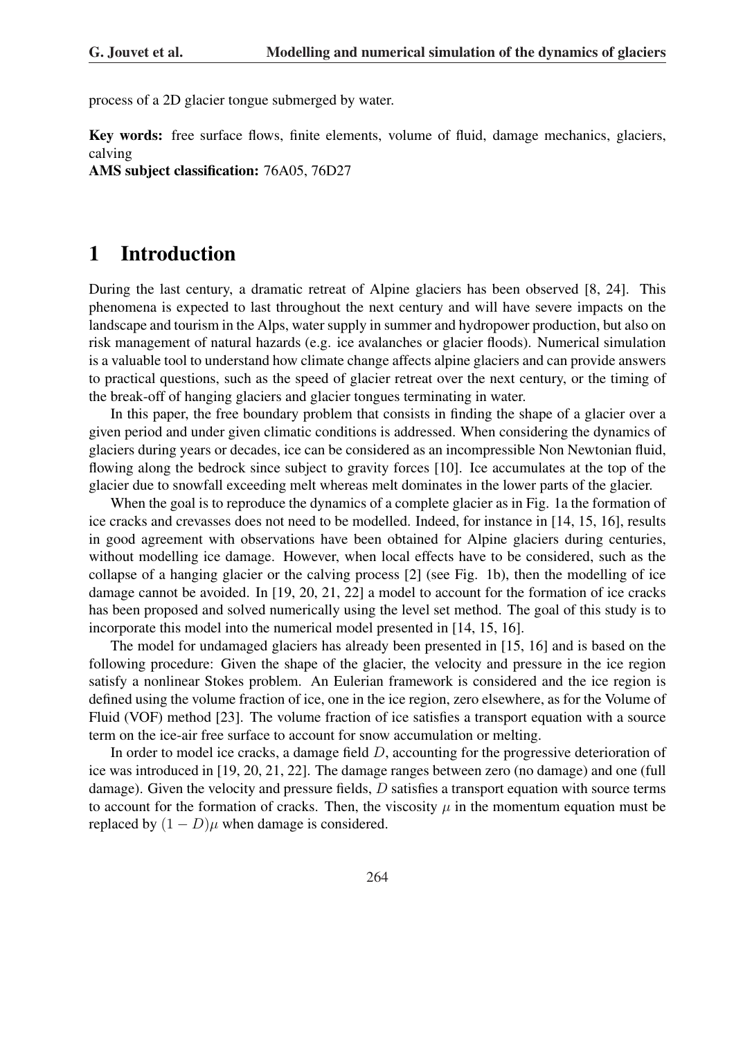process of a 2D glacier tongue submerged by water.

**Key words:** free surface flows, finite elements, volume of fluid, damage mechanics, glaciers, calving

**AMS subject classification:** 76A05, 76D27

# 1 Introduction

During the last century, a dramatic retreat of Alpine glaciers has been observed [8, 24]. This phenomena is expected to last throughout the next century and will have severe impacts on the landscape and tourism in the Alps, water supply in summer and hydropower production, but also on risk management of natural hazards (e.g. ice avalanches or glacier floods). Numerical simulation is a valuable tool to understand how climate change affects alpine glaciers and can provide answers to practical questions, such as the speed of glacier retreat over the next century, or the timing of the break-off of hanging glaciers and glacier tongues terminating in water.

In this paper, the free boundary problem that consists in finding the shape of a glacier over a given period and under given climatic conditions is addressed. When considering the dynamics of glaciers during years or decades, ice can be considered as an incompressible Non Newtonian fluid, flowing along the bedrock since subject to gravity forces [10]. Ice accumulates at the top of the glacier due to snowfall exceeding melt whereas melt dominates in the lower parts of the glacier.

When the goal is to reproduce the dynamics of a complete glacier as in Fig. 1a the formation of ice cracks and crevasses does not need to be modelled. Indeed, for instance in [14, 15, 16], results in good agreement with observations have been obtained for Alpine glaciers during centuries, without modelling ice damage. However, when local effects have to be considered, such as the collapse of a hanging glacier or the calving process [2] (see Fig. 1b), then the modelling of ice damage cannot be avoided. In [19, 20, 21, 22] a model to account for the formation of ice cracks has been proposed and solved numerically using the level set method. The goal of this study is to incorporate this model into the numerical model presented in [14, 15, 16].

The model for undamaged glaciers has already been presented in [15, 16] and is based on the following procedure: Given the shape of the glacier, the velocity and pressure in the ice region satisfy a nonlinear Stokes problem. An Eulerian framework is considered and the ice region is defined using the volume fraction of ice, one in the ice region, zero elsewhere, as for the Volume of Fluid (VOF) method [23]. The volume fraction of ice satisfies a transport equation with a source term on the ice-air free surface to account for snow accumulation or melting.

In order to model ice cracks, a damage field $D$, accounting for the progressive deterioration of ice was introduced in [19, 20, 21, 22]. The damage ranges between zero (no damage) and one (full damage). Given the velocity and pressure fields, $D$ satisfies a transport equation with source terms to account for the formation of cracks. Then, the viscosity $\mu$ in the momentum equation must be replaced by $(1 - D)\mu$ when damage is considered.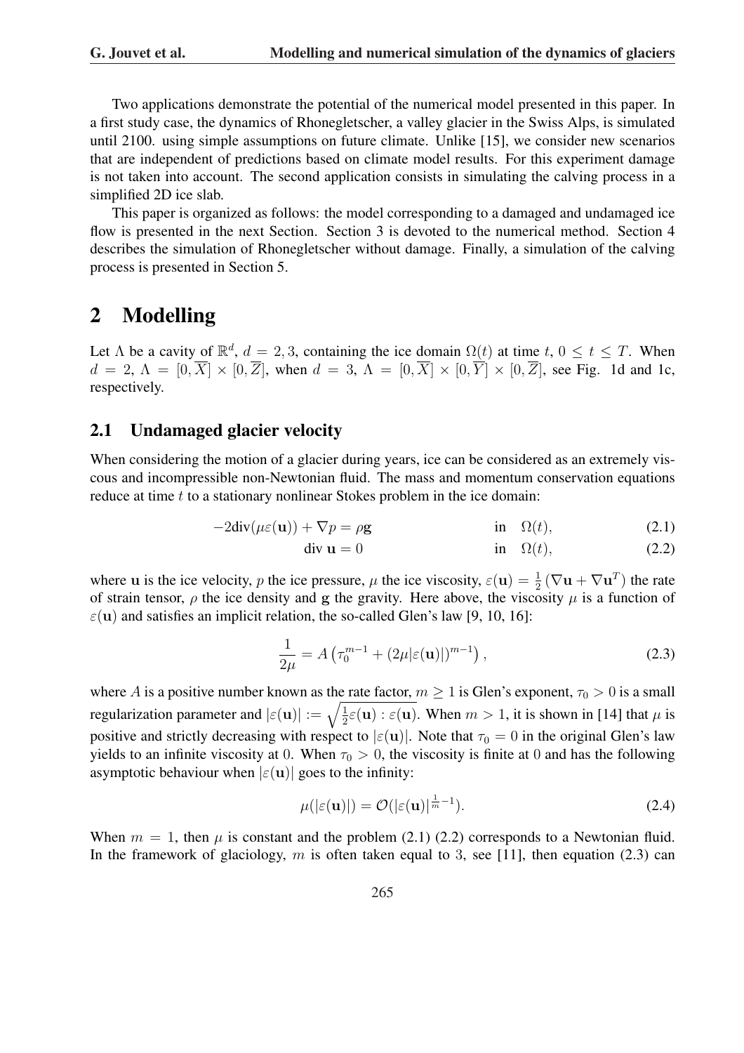Two applications demonstrate the potential of the numerical model presented in this paper. In a first study case, the dynamics of Rhonegletscher, a valley glacier in the Swiss Alps, is simulated until 2100. using simple assumptions on future climate. Unlike [15], we consider new scenarios that are independent of predictions based on climate model results. For this experiment damage is not taken into account. The second application consists in simulating the calving process in a simplified 2D ice slab.

This paper is organized as follows: the model corresponding to a damaged and undamaged ice flow is presented in the next Section. Section 3 is devoted to the numerical method. Section 4 describes the simulation of Rhonegletscher without damage. Finally, a simulation of the calving process is presented in Section 5.

# 2 Modelling

Let $\Lambda$ be a cavity of $\mathbb{R}^d$, $d = 2, 3$, containing the ice domain $\Omega(t)$ at time $t$, $0 \leq t \leq T$. When $d = 2$, $\Lambda = [0, \overline{X}] \times [0, \overline{Z}]$, when $d = 3$, $\Lambda = [0, \overline{X}] \times [0, \overline{Y}] \times [0, \overline{Z}]$, see Fig. 1d and 1c, respectively.

## 2.1 Undamaged glacier velocity

When considering the motion of a glacier during years, ice can be considered as an extremely viscous and incompressible non-Newtonian fluid. The mass and momentum conservation equations reduce at time $t$ to a stationary nonlinear Stokes problem in the ice domain:

$$-2\text{div}(\mu\varepsilon(\mathbf{u})) + \nabla p = \rho\mathbf{g} \qquad \text{in} \quad \Omega(t), \tag{2.1}$$

$$\text{div } \mathbf{u} = 0 \qquad \text{in} \quad \Omega(t), \tag{2.2}$$

where $\mathbf{u}$ is the ice velocity, $p$ the ice pressure, $\mu$ the ice viscosity, $\varepsilon(\mathbf{u}) = \frac{1}{2}\left(\nabla\mathbf{u} + \nabla\mathbf{u}^T\right)$ the rate of strain tensor, $\rho$ the ice density and $\mathbf{g}$ the gravity. Here above, the viscosity $\mu$ is a function of $\varepsilon(\mathbf{u})$ and satisfies an implicit relation, the so-called Glen's law [9, 10, 16]:

$$\frac{1}{2\mu} = A\left(\tau_0^{m-1} + (2\mu|\varepsilon(\mathbf{u})|)^{m-1}\right), \tag{2.3}$$

where $A$ is a positive number known as the rate factor, $m \geq 1$ is Glen's exponent, $\tau_0 > 0$ is a small regularization parameter and $|\varepsilon(\mathbf{u})| := \sqrt{\frac{1}{2}\varepsilon(\mathbf{u}) : \varepsilon(\mathbf{u})}$. When $m > 1$, it is shown in [14] that $\mu$ is positive and strictly decreasing with respect to $|\varepsilon(\mathbf{u})|$. Note that $\tau_0 = 0$ in the original Glen's law yields to an infinite viscosity at 0. When $\tau_0 > 0$, the viscosity is finite at 0 and has the following asymptotic behaviour when $|\varepsilon(\mathbf{u})|$ goes to the infinity:

$$\mu(|\varepsilon(\mathbf{u})|) = \mathcal{O}(|\varepsilon(\mathbf{u})|^{\frac{1}{m}-1}). \tag{2.4}$$

When $m = 1$, then $\mu$ is constant and the problem (2.1) (2.2) corresponds to a Newtonian fluid. In the framework of glaciology, $m$ is often taken equal to 3, see [11], then equation (2.3) can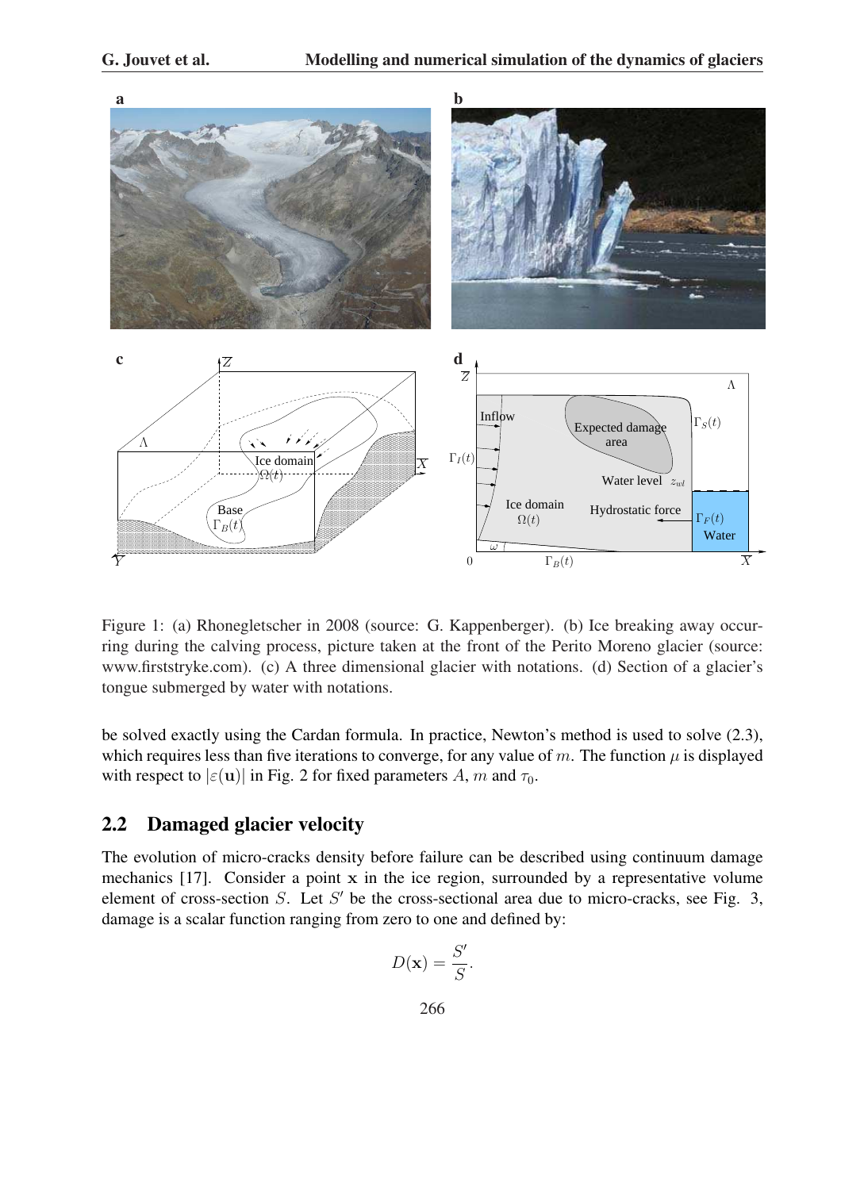Figure 1: (a) Rhonegletscher in 2008 (source: G. Kappenberger). (b) Ice breaking away occurring during the calving process, picture taken at the front of the Perito Moreno glacier (source: www.firststryke.com). (c) A three dimensional glacier with notations. (d) Section of a glacier's tongue submerged by water with notations.

be solved exactly using the Cardan formula. In practice, Newton's method is used to solve (2.3), which requires less than five iterations to converge, for any value of $m$. The function $\mu$ is displayed with respect to $|\varepsilon(\mathbf{u})|$ in Fig. 2 for fixed parameters $A$, $m$ and $\tau_0$.

## 2.2 Damaged glacier velocity

The evolution of micro-cracks density before failure can be described using continuum damage mechanics [17]. Consider a point $\mathbf{x}$ in the ice region, surrounded by a representative volume element of cross-section $S$. Let $S'$ be the cross-sectional area due to micro-cracks, see Fig. 3, damage is a scalar function ranging from zero to one and defined by:

$$D(\mathbf{x}) = \frac{S'}{S}.$$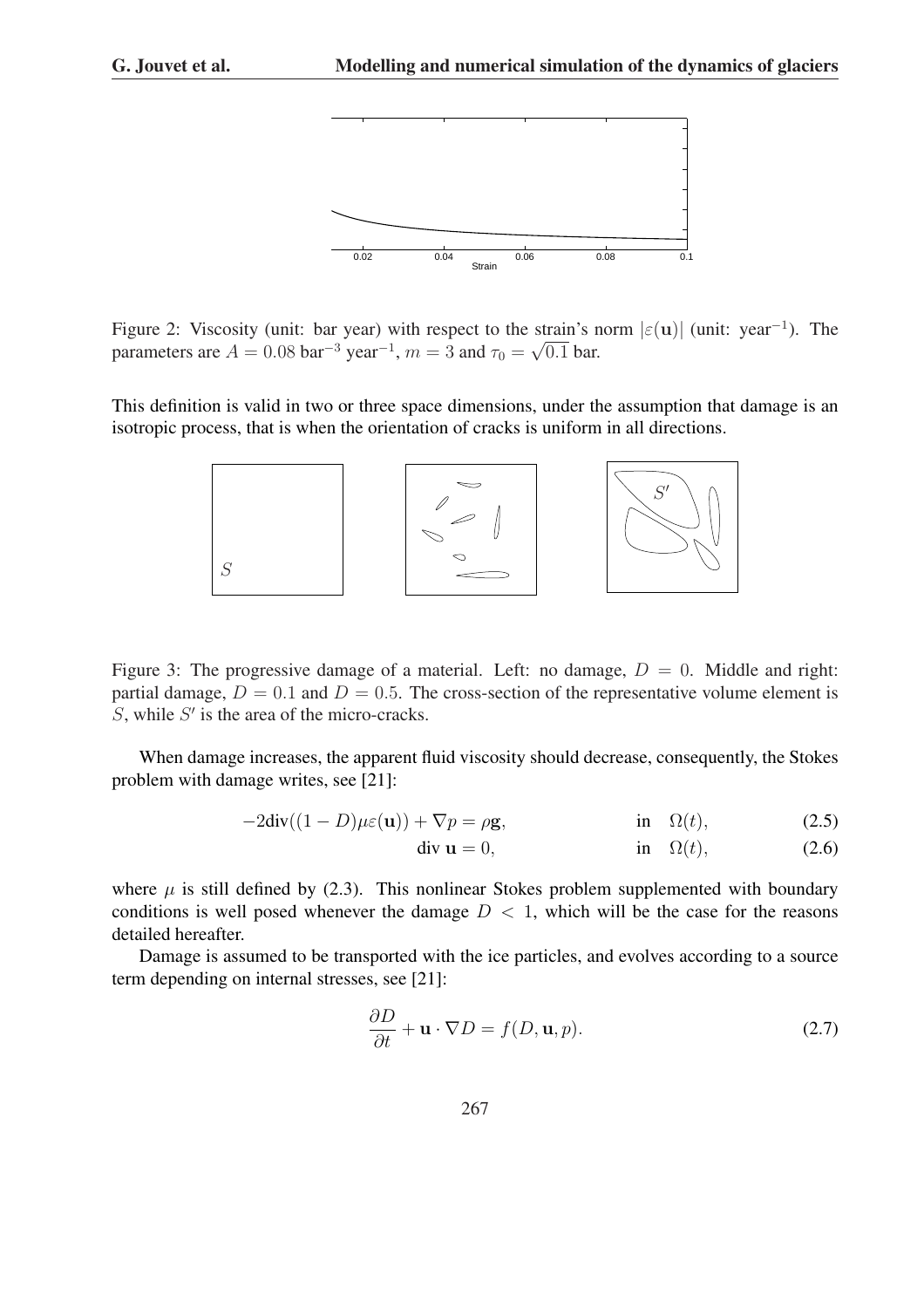Figure 2: Viscosity (unit: bar year) with respect to the strain's norm $|\varepsilon(\mathbf{u})|$ (unit: year$^{-1}$). The parameters are $A = 0.08$ bar$^{-3}$ year$^{-1}$, $m = 3$ and $\tau_0 = \sqrt{0.1}$ bar.

This definition is valid in two or three space dimensions, under the assumption that damage is an isotropic process, that is when the orientation of cracks is uniform in all directions.

Figure 3: The progressive damage of a material. Left: no damage, $D = 0$. Middle and right: partial damage, $D = 0.1$ and $D = 0.5$. The cross-section of the representative volume element is $S$, while $S'$ is the area of the micro-cracks.

When damage increases, the apparent fluid viscosity should decrease, consequently, the Stokes problem with damage writes, see [21]:

$$-2\text{div}((1 - D)\mu\varepsilon(\mathbf{u})) + \nabla p = \rho \mathbf{g}, \qquad \text{in} \quad \Omega(t), \tag{2.5}$$

$$\text{div}\, \mathbf{u} = 0, \qquad \text{in} \quad \Omega(t), \tag{2.6}$$

where $\mu$ is still defined by (2.3). This nonlinear Stokes problem supplemented with boundary conditions is well posed whenever the damage $D < 1$, which will be the case for the reasons detailed hereafter.

Damage is assumed to be transported with the ice particles, and evolves according to a source term depending on internal stresses, see [21]:

$$\frac{\partial D}{\partial t} + \mathbf{u} \cdot \nabla D = f(D, \mathbf{u}, p). \tag{2.7}$$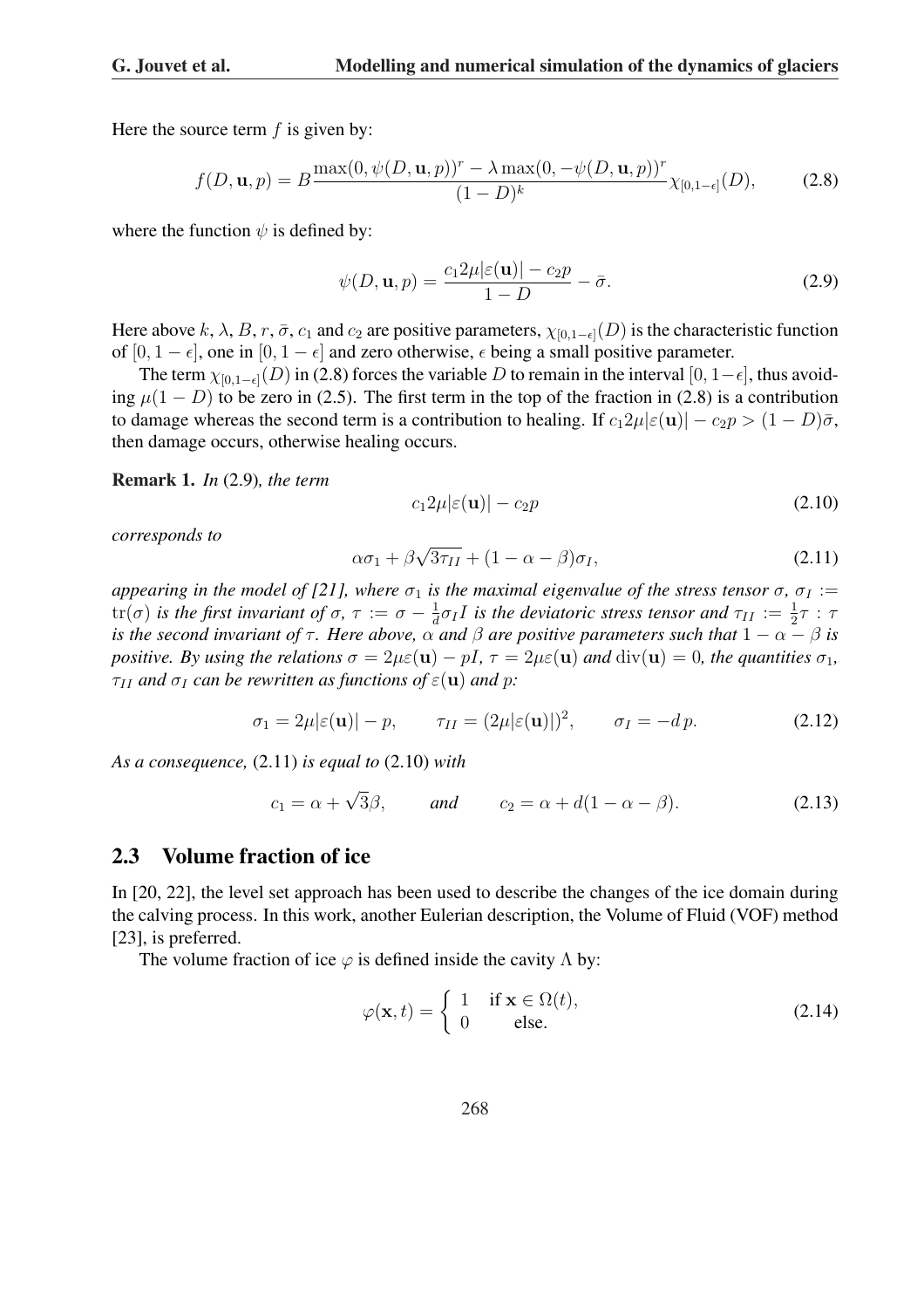Here the source term $f$ is given by:

$$f(D, \mathbf{u}, p) = B \frac{\max(0, \psi(D, \mathbf{u}, p))^r - \lambda \max(0, -\psi(D, \mathbf{u}, p))^r}{(1-D)^k} \chi_{[0,1-\epsilon]}(D), \tag{2.8}$$

where the function $\psi$ is defined by:

$$\psi(D, \mathbf{u}, p) = \frac{c_1 2\mu |\varepsilon(\mathbf{u})| - c_2 p}{1-D} - \bar{\sigma}. \tag{2.9}$$

Here above $k$, $\lambda$, $B$, $r$, $\bar{\sigma}$, $c_1$ and $c_2$ are positive parameters, $\chi_{[0,1-\epsilon]}(D)$ is the characteristic function of $[0, 1-\epsilon]$, one in $[0, 1-\epsilon]$ and zero otherwise, $\epsilon$ being a small positive parameter.

The term $\chi_{[0,1-\epsilon]}(D)$ in (2.8) forces the variable $D$ to remain in the interval $[0, 1-\epsilon]$, thus avoiding $\mu(1-D)$ to be zero in (2.5). The first term in the top of the fraction in (2.8) is a contribution to damage whereas the second term is a contribution to healing. If $c_1 2\mu|\varepsilon(\mathbf{u})| - c_2 p > (1-D)\bar{\sigma}$, then damage occurs, otherwise healing occurs.

**Remark 1.** *In* (2.9)*, the term*

$$c_1 2\mu|\varepsilon(\mathbf{u})| - c_2 p \tag{2.10}$$

*corresponds to*

$$\alpha\sigma_1 + \beta\sqrt{3\tau_{II}} + (1-\alpha-\beta)\sigma_I, \tag{2.11}$$

*appearing in the model of [21], where $\sigma_1$ is the maximal eigenvalue of the stress tensor $\sigma$, $\sigma_I := \mathrm{tr}(\sigma)$ is the first invariant of $\sigma$, $\tau := \sigma - \frac{1}{d}\sigma_I I$ is the deviatoric stress tensor and $\tau_{II} := \frac{1}{2}\tau : \tau$ is the second invariant of $\tau$. Here above, $\alpha$ and $\beta$ are positive parameters such that $1-\alpha-\beta$ is positive. By using the relations $\sigma = 2\mu\varepsilon(\mathbf{u}) - pI$, $\tau = 2\mu\varepsilon(\mathbf{u})$ and $\mathrm{div}(\mathbf{u}) = 0$, the quantities $\sigma_1$, $\tau_{II}$ and $\sigma_I$ can be rewritten as functions of $\varepsilon(\mathbf{u})$ and $p$:*

$$\sigma_1 = 2\mu|\varepsilon(\mathbf{u})| - p, \qquad \tau_{II} = (2\mu|\varepsilon(\mathbf{u})|)^2, \qquad \sigma_I = -d\,p. \tag{2.12}$$

*As a consequence,* (2.11) *is equal to* (2.10) *with*

$$c_1 = \alpha + \sqrt{3}\beta, \qquad \textit{and} \qquad c_2 = \alpha + d(1-\alpha-\beta). \tag{2.13}$$

## 2.3 Volume fraction of ice

In [20, 22], the level set approach has been used to describe the changes of the ice domain during the calving process. In this work, another Eulerian description, the Volume of Fluid (VOF) method [23], is preferred.

The volume fraction of ice $\varphi$ is defined inside the cavity $\Lambda$ by:

$$\varphi(\mathbf{x}, t) = \begin{cases} 1 & \text{if } \mathbf{x} \in \Omega(t), \\ 0 & \text{else.} \end{cases} \tag{2.14}$$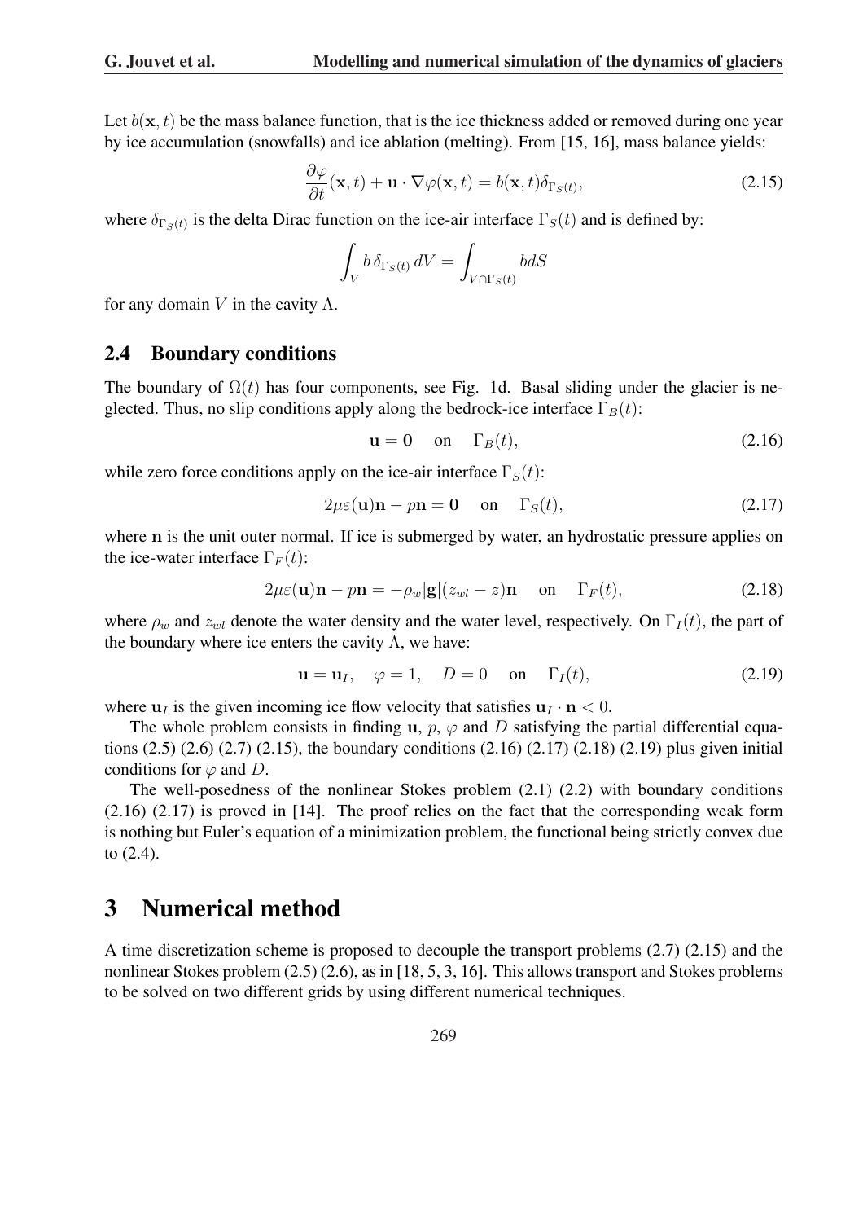Let $b(\mathbf{x}, t)$ be the mass balance function, that is the ice thickness added or removed during one year by ice accumulation (snowfalls) and ice ablation (melting). From [15, 16], mass balance yields:

$$\frac{\partial \varphi}{\partial t}(\mathbf{x}, t) + \mathbf{u} \cdot \nabla \varphi(\mathbf{x}, t) = b(\mathbf{x}, t)\delta_{\Gamma_S(t)}, \tag{2.15}$$

where $\delta_{\Gamma_S(t)}$ is the delta Dirac function on the ice-air interface $\Gamma_S(t)$ and is defined by:

$$\int_V b\, \delta_{\Gamma_S(t)}\, dV = \int_{V \cap \Gamma_S(t)} b dS$$

for any domain $V$ in the cavity $\Lambda$.

## 2.4 Boundary conditions

The boundary of $\Omega(t)$ has four components, see Fig. 1d. Basal sliding under the glacier is neglected. Thus, no slip conditions apply along the bedrock-ice interface $\Gamma_B(t)$:

$$\mathbf{u} = \mathbf{0} \quad \text{on} \quad \Gamma_B(t), \tag{2.16}$$

while zero force conditions apply on the ice-air interface $\Gamma_S(t)$:

$$2\mu\varepsilon(\mathbf{u})\mathbf{n} - p\mathbf{n} = \mathbf{0} \quad \text{on} \quad \Gamma_S(t), \tag{2.17}$$

where $\mathbf{n}$ is the unit outer normal. If ice is submerged by water, an hydrostatic pressure applies on the ice-water interface $\Gamma_F(t)$:

$$2\mu\varepsilon(\mathbf{u})\mathbf{n} - p\mathbf{n} = -\rho_w|\mathbf{g}|(z_{wl} - z)\mathbf{n} \quad \text{on} \quad \Gamma_F(t), \tag{2.18}$$

where $\rho_w$ and $z_{wl}$ denote the water density and the water level, respectively. On $\Gamma_I(t)$, the part of the boundary where ice enters the cavity $\Lambda$, we have:

$$\mathbf{u} = \mathbf{u}_I, \quad \varphi = 1, \quad D = 0 \quad \text{on} \quad \Gamma_I(t), \tag{2.19}$$

where $\mathbf{u}_I$ is the given incoming ice flow velocity that satisfies $\mathbf{u}_I \cdot \mathbf{n} < 0$.

The whole problem consists in finding $\mathbf{u}$, $p$, $\varphi$ and $D$ satisfying the partial differential equations (2.5) (2.6) (2.7) (2.15), the boundary conditions (2.16) (2.17) (2.18) (2.19) plus given initial conditions for $\varphi$ and $D$.

The well-posedness of the nonlinear Stokes problem (2.1) (2.2) with boundary conditions (2.16) (2.17) is proved in [14]. The proof relies on the fact that the corresponding weak form is nothing but Euler's equation of a minimization problem, the functional being strictly convex due to (2.4).

# 3 Numerical method

A time discretization scheme is proposed to decouple the transport problems (2.7) (2.15) and the nonlinear Stokes problem (2.5) (2.6), as in [18, 5, 3, 16]. This allows transport and Stokes problems to be solved on two different grids by using different numerical techniques.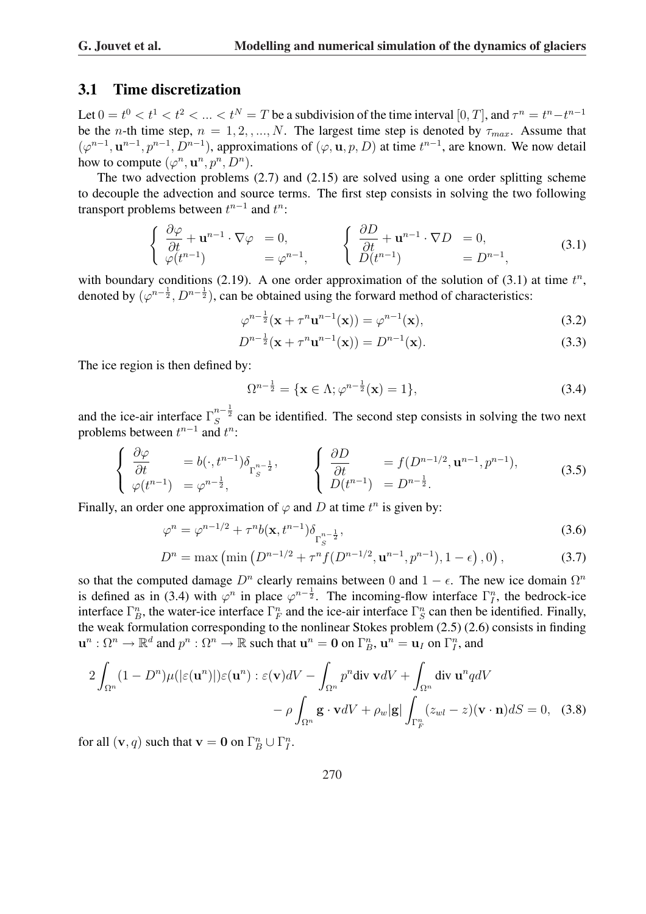### 3.1 Time discretization

Let $0 = t^0 < t^1 < t^2 < ... < t^N = T$ be a subdivision of the time interval $[0, T]$, and $\tau^n = t^n - t^{n-1}$ be the $n$-th time step, $n = 1, 2, , ..., N$. The largest time step is denoted by $\tau_{max}$. Assume that $(\varphi^{n-1}, \mathbf{u}^{n-1}, p^{n-1}, D^{n-1})$, approximations of $(\varphi, \mathbf{u}, p, D)$ at time $t^{n-1}$, are known. We now detail how to compute $(\varphi^n, \mathbf{u}^n, p^n, D^n)$.

The two advection problems (2.7) and (2.15) are solved using a one order splitting scheme to decouple the advection and source terms. The first step consists in solving the two following transport problems between $t^{n-1}$ and $t^n$:

$$\left\{ \begin{array}{ll} \dfrac{\partial \varphi}{\partial t} + \mathbf{u}^{n-1} \cdot \nabla \varphi & = 0, \\ \varphi(t^{n-1}) & = \varphi^{n-1}, \end{array} \right. \qquad \left\{ \begin{array}{ll} \dfrac{\partial D}{\partial t} + \mathbf{u}^{n-1} \cdot \nabla D & = 0, \\ D(t^{n-1}) & = D^{n-1}, \end{array} \right. \tag{3.1}$$

with boundary conditions (2.19). A one order approximation of the solution of (3.1) at time $t^n$, denoted by $(\varphi^{n-\frac{1}{2}}, D^{n-\frac{1}{2}})$, can be obtained using the forward method of characteristics:

$$\varphi^{n-\frac{1}{2}}(\mathbf{x} + \tau^n \mathbf{u}^{n-1}(\mathbf{x})) = \varphi^{n-1}(\mathbf{x}), \tag{3.2}$$

$$D^{n-\frac{1}{2}}(\mathbf{x} + \tau^n \mathbf{u}^{n-1}(\mathbf{x})) = D^{n-1}(\mathbf{x}). \tag{3.3}$$

The ice region is then defined by:

$$\Omega^{n-\frac{1}{2}} = \{\mathbf{x} \in \Lambda; \varphi^{n-\frac{1}{2}}(\mathbf{x}) = 1\}, \tag{3.4}$$

and the ice-air interface $\Gamma_S^{n-\frac{1}{2}}$ can be identified. The second step consists in solving the two next problems between $t^{n-1}$ and $t^n$:

$$\left\{ \begin{array}{ll} \dfrac{\partial \varphi}{\partial t} & = b(\cdot, t^{n-1}) \delta_{\Gamma_S^{n-\frac{1}{2}}}, \\ \varphi(t^{n-1}) & = \varphi^{n-\frac{1}{2}}, \end{array} \right. \qquad \left\{ \begin{array}{ll} \dfrac{\partial D}{\partial t} & = f(D^{n-1/2}, \mathbf{u}^{n-1}, p^{n-1}), \\ D(t^{n-1}) & = D^{n-\frac{1}{2}}. \end{array} \right. \tag{3.5}$$

Finally, an order one approximation of $\varphi$ and $D$ at time $t^n$ is given by:

$$\varphi^n = \varphi^{n-1/2} + \tau^n b(\mathbf{x}, t^{n-1}) \delta_{\Gamma_S^{n-\frac{1}{2}}}, \tag{3.6}$$

$$D^n = \max\left(\min\left(D^{n-1/2} + \tau^n f(D^{n-1/2}, \mathbf{u}^{n-1}, p^{n-1}), 1 - \epsilon\right), 0\right), \tag{3.7}$$

so that the computed damage $D^n$ clearly remains between 0 and $1 - \epsilon$. The new ice domain $\Omega^n$ is defined as in (3.4) with $\varphi^n$ in place $\varphi^{n-\frac{1}{2}}$. The incoming-flow interface $\Gamma_I^n$, the bedrock-ice interface $\Gamma_B^n$, the water-ice interface $\Gamma_F^n$ and the ice-air interface $\Gamma_S^n$ can then be identified. Finally, the weak formulation corresponding to the nonlinear Stokes problem (2.5) (2.6) consists in finding $\mathbf{u}^n : \Omega^n \to \mathbb{R}^d$ and $p^n : \Omega^n \to \mathbb{R}$ such that $\mathbf{u}^n = \mathbf{0}$ on $\Gamma_B^n$, $\mathbf{u}^n = \mathbf{u}_I$ on $\Gamma_I^n$, and

$$2 \int_{\Omega^n} (1 - D^n) \mu(|\varepsilon(\mathbf{u}^n)|) \varepsilon(\mathbf{u}^n) : \varepsilon(\mathbf{v}) dV - \int_{\Omega^n} p^n \text{div } \mathbf{v} dV + \int_{\Omega^n} \text{div } \mathbf{u}^n q dV$$
$$- \rho \int_{\Omega^n} \mathbf{g} \cdot \mathbf{v} dV + \rho_w |\mathbf{g}| \int_{\Gamma_F^n} (z_{wl} - z)(\mathbf{v} \cdot \mathbf{n}) dS = 0, \tag{3.8}$$

for all $(\mathbf{v}, q)$ such that $\mathbf{v} = \mathbf{0}$ on $\Gamma_B^n \cup \Gamma_I^n$.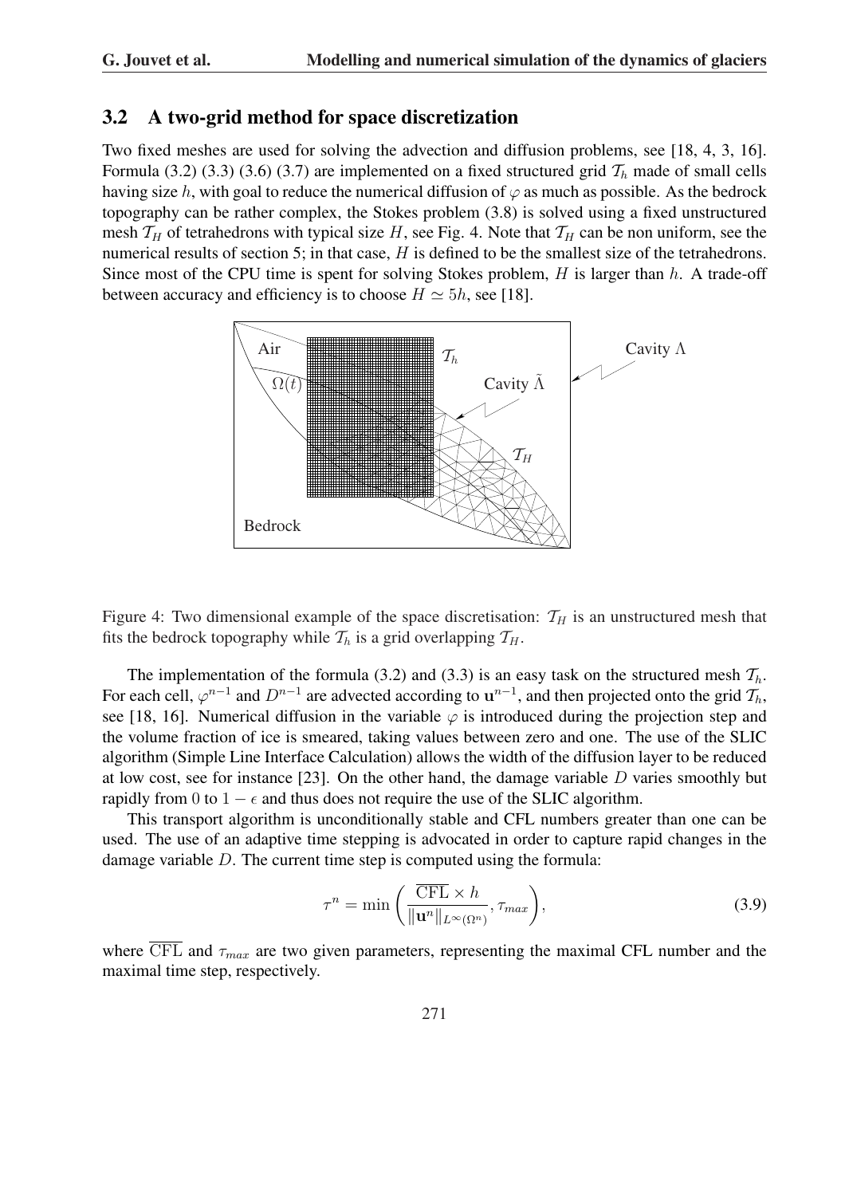## 3.2 A two-grid method for space discretization

Two fixed meshes are used for solving the advection and diffusion problems, see [18, 4, 3, 16]. Formula (3.2) (3.3) (3.6) (3.7) are implemented on a fixed structured grid $\mathcal{T}_h$ made of small cells having size $h$, with goal to reduce the numerical diffusion of $\varphi$ as much as possible. As the bedrock topography can be rather complex, the Stokes problem (3.8) is solved using a fixed unstructured mesh $\mathcal{T}_H$ of tetrahedrons with typical size $H$, see Fig. 4. Note that $\mathcal{T}_H$ can be non uniform, see the numerical results of section 5; in that case, $H$ is defined to be the smallest size of the tetrahedrons. Since most of the CPU time is spent for solving Stokes problem, $H$ is larger than $h$. A trade-off between accuracy and efficiency is to choose $H \simeq 5h$, see [18].

Figure 4: Two dimensional example of the space discretisation: $\mathcal{T}_H$ is an unstructured mesh that fits the bedrock topography while $\mathcal{T}_h$ is a grid overlapping $\mathcal{T}_H$.

The implementation of the formula (3.2) and (3.3) is an easy task on the structured mesh $\mathcal{T}_h$. For each cell, $\varphi^{n-1}$ and $D^{n-1}$ are advected according to $\mathbf{u}^{n-1}$, and then projected onto the grid $\mathcal{T}_h$, see [18, 16]. Numerical diffusion in the variable $\varphi$ is introduced during the projection step and the volume fraction of ice is smeared, taking values between zero and one. The use of the SLIC algorithm (Simple Line Interface Calculation) allows the width of the diffusion layer to be reduced at low cost, see for instance [23]. On the other hand, the damage variable $D$ varies smoothly but rapidly from 0 to $1 - \epsilon$ and thus does not require the use of the SLIC algorithm.

This transport algorithm is unconditionally stable and CFL numbers greater than one can be used. The use of an adaptive time stepping is advocated in order to capture rapid changes in the damage variable $D$. The current time step is computed using the formula:

$$\tau^n = \min\left(\frac{\overline{\mathrm{CFL}} \times h}{\|\mathbf{u}^n\|_{L^\infty(\Omega^n)}}, \tau_{max}\right), \tag{3.9}$$

where $\overline{\mathrm{CFL}}$ and $\tau_{max}$ are two given parameters, representing the maximal CFL number and the maximal time step, respectively.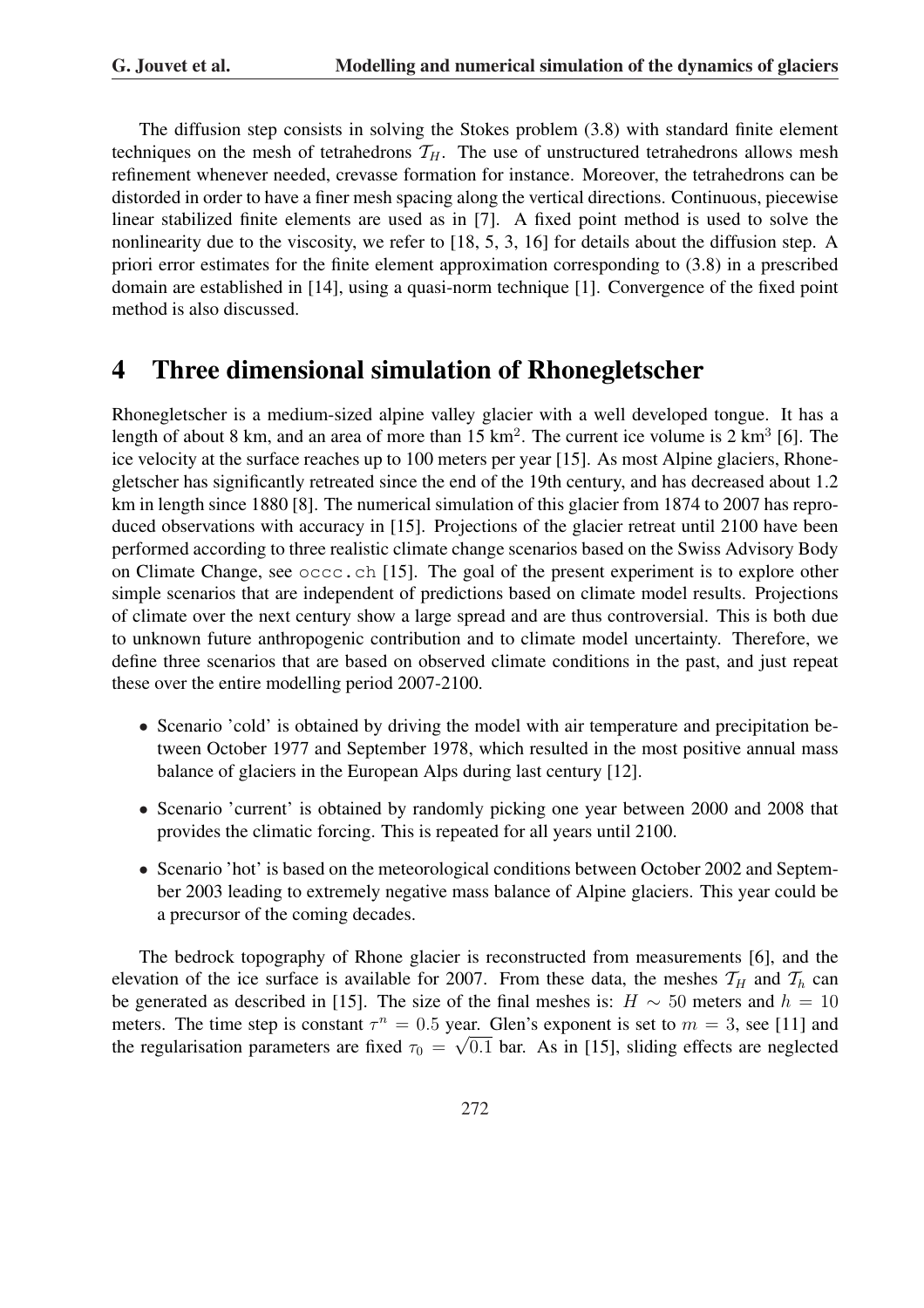The diffusion step consists in solving the Stokes problem (3.8) with standard finite element techniques on the mesh of tetrahedrons $\mathcal{T}_H$. The use of unstructured tetrahedrons allows mesh refinement whenever needed, crevasse formation for instance. Moreover, the tetrahedrons can be distorded in order to have a finer mesh spacing along the vertical directions. Continuous, piecewise linear stabilized finite elements are used as in [7]. A fixed point method is used to solve the nonlinearity due to the viscosity, we refer to [18, 5, 3, 16] for details about the diffusion step. A priori error estimates for the finite element approximation corresponding to (3.8) in a prescribed domain are established in [14], using a quasi-norm technique [1]. Convergence of the fixed point method is also discussed.

# 4 Three dimensional simulation of Rhonegletscher

Rhonegletscher is a medium-sized alpine valley glacier with a well developed tongue. It has a length of about 8 km, and an area of more than 15 km$^2$. The current ice volume is 2 km$^3$ [6]. The ice velocity at the surface reaches up to 100 meters per year [15]. As most Alpine glaciers, Rhonegletscher has significantly retreated since the end of the 19th century, and has decreased about 1.2 km in length since 1880 [8]. The numerical simulation of this glacier from 1874 to 2007 has reproduced observations with accuracy in [15]. Projections of the glacier retreat until 2100 have been performed according to three realistic climate change scenarios based on the Swiss Advisory Body on Climate Change, see `occc.ch` [15]. The goal of the present experiment is to explore other simple scenarios that are independent of predictions based on climate model results. Projections of climate over the next century show a large spread and are thus controversial. This is both due to unknown future anthropogenic contribution and to climate model uncertainty. Therefore, we define three scenarios that are based on observed climate conditions in the past, and just repeat these over the entire modelling period 2007-2100.

- Scenario 'cold' is obtained by driving the model with air temperature and precipitation between October 1977 and September 1978, which resulted in the most positive annual mass balance of glaciers in the European Alps during last century [12].
- Scenario 'current' is obtained by randomly picking one year between 2000 and 2008 that provides the climatic forcing. This is repeated for all years until 2100.
- Scenario 'hot' is based on the meteorological conditions between October 2002 and September 2003 leading to extremely negative mass balance of Alpine glaciers. This year could be a precursor of the coming decades.

The bedrock topography of Rhone glacier is reconstructed from measurements [6], and the elevation of the ice surface is available for 2007. From these data, the meshes $\mathcal{T}_H$ and $\mathcal{T}_h$ can be generated as described in [15]. The size of the final meshes is: $H \sim 50$ meters and $h = 10$ meters. The time step is constant $\tau^n = 0.5$ year. Glen's exponent is set to $m = 3$, see [11] and the regularisation parameters are fixed $\tau_0 = \sqrt{0.1}$ bar. As in [15], sliding effects are neglected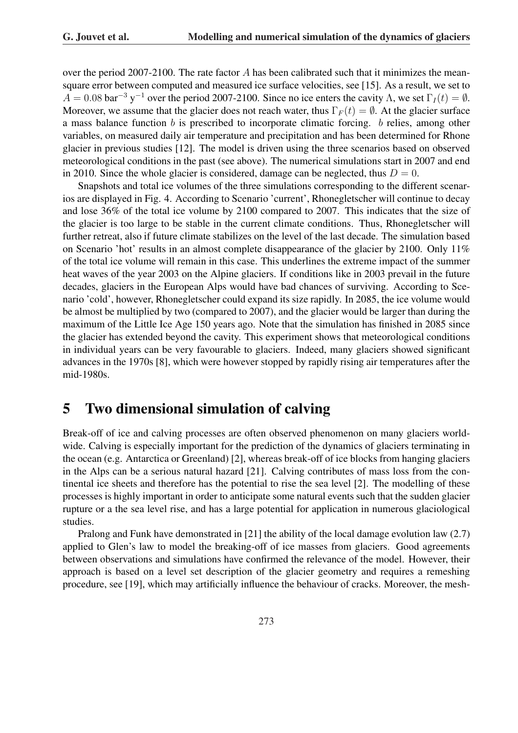over the period 2007-2100. The rate factor $A$ has been calibrated such that it minimizes the mean-square error between computed and measured ice surface velocities, see [15]. As a result, we set to $A = 0.08$ bar$^{-3}$ y$^{-1}$ over the period 2007-2100. Since no ice enters the cavity $\Lambda$, we set $\Gamma_I(t) = \emptyset$. Moreover, we assume that the glacier does not reach water, thus $\Gamma_F(t) = \emptyset$. At the glacier surface a mass balance function $b$ is prescribed to incorporate climatic forcing. $b$ relies, among other variables, on measured daily air temperature and precipitation and has been determined for Rhone glacier in previous studies [12]. The model is driven using the three scenarios based on observed meteorological conditions in the past (see above). The numerical simulations start in 2007 and end in 2010. Since the whole glacier is considered, damage can be neglected, thus $D = 0$.

Snapshots and total ice volumes of the three simulations corresponding to the different scenarios are displayed in Fig. 4. According to Scenario 'current', Rhonegletscher will continue to decay and lose 36% of the total ice volume by 2100 compared to 2007. This indicates that the size of the glacier is too large to be stable in the current climate conditions. Thus, Rhonegletscher will further retreat, also if future climate stabilizes on the level of the last decade. The simulation based on Scenario 'hot' results in an almost complete disappearance of the glacier by 2100. Only 11% of the total ice volume will remain in this case. This underlines the extreme impact of the summer heat waves of the year 2003 on the Alpine glaciers. If conditions like in 2003 prevail in the future decades, glaciers in the European Alps would have bad chances of surviving. According to Scenario 'cold', however, Rhonegletscher could expand its size rapidly. In 2085, the ice volume would be almost be multiplied by two (compared to 2007), and the glacier would be larger than during the maximum of the Little Ice Age 150 years ago. Note that the simulation has finished in 2085 since the glacier has extended beyond the cavity. This experiment shows that meteorological conditions in individual years can be very favourable to glaciers. Indeed, many glaciers showed significant advances in the 1970s [8], which were however stopped by rapidly rising air temperatures after the mid-1980s.

# 5 Two dimensional simulation of calving

Break-off of ice and calving processes are often observed phenomenon on many glaciers worldwide. Calving is especially important for the prediction of the dynamics of glaciers terminating in the ocean (e.g. Antarctica or Greenland) [2], whereas break-off of ice blocks from hanging glaciers in the Alps can be a serious natural hazard [21]. Calving contributes of mass loss from the continental ice sheets and therefore has the potential to rise the sea level [2]. The modelling of these processes is highly important in order to anticipate some natural events such that the sudden glacier rupture or a the sea level rise, and has a large potential for application in numerous glaciological studies.

Pralong and Funk have demonstrated in [21] the ability of the local damage evolution law (2.7) applied to Glen's law to model the breaking-off of ice masses from glaciers. Good agreements between observations and simulations have confirmed the relevance of the model. However, their approach is based on a level set description of the glacier geometry and requires a remeshing procedure, see [19], which may artificially influence the behaviour of cracks. Moreover, the mesh-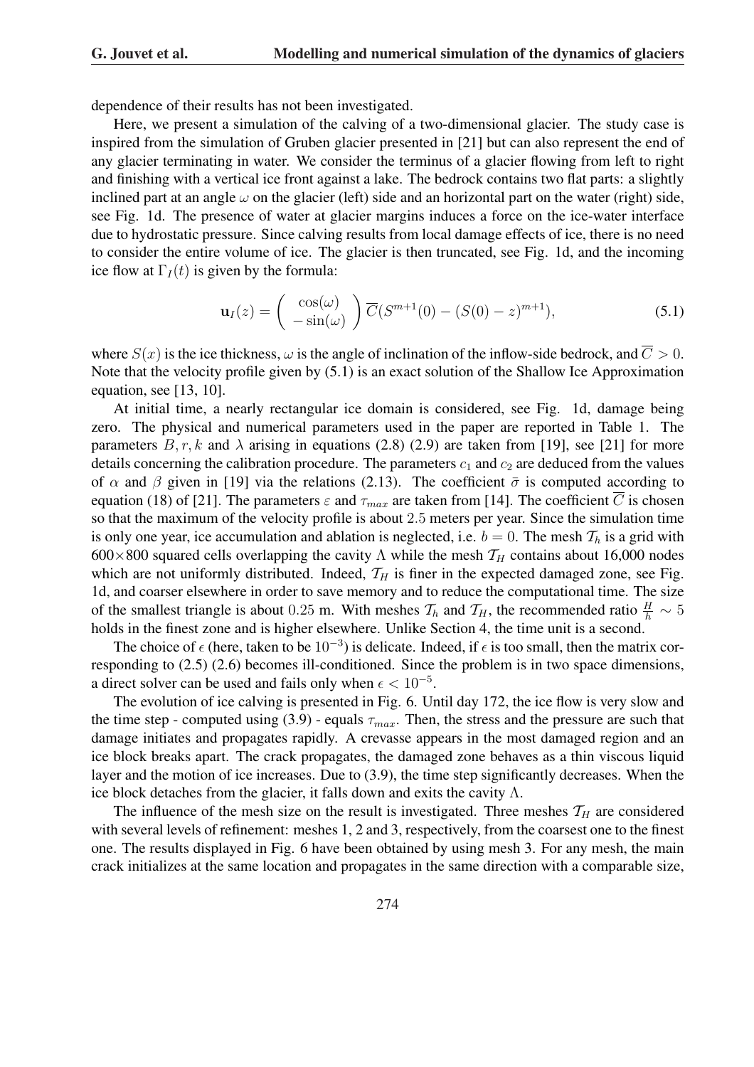dependence of their results has not been investigated.

Here, we present a simulation of the calving of a two-dimensional glacier. The study case is inspired from the simulation of Gruben glacier presented in [21] but can also represent the end of any glacier terminating in water. We consider the terminus of a glacier flowing from left to right and finishing with a vertical ice front against a lake. The bedrock contains two flat parts: a slightly inclined part at an angle $\omega$ on the glacier (left) side and an horizontal part on the water (right) side, see Fig. 1d. The presence of water at glacier margins induces a force on the ice-water interface due to hydrostatic pressure. Since calving results from local damage effects of ice, there is no need to consider the entire volume of ice. The glacier is then truncated, see Fig. 1d, and the incoming ice flow at $\Gamma_I(t)$ is given by the formula:

$$\mathbf{u}_I(z) = \begin{pmatrix} \cos(\omega) \\ -\sin(\omega) \end{pmatrix} \overline{C}(S^{m+1}(0) - (S(0) - z)^{m+1}), \tag{5.1}$$

where $S(x)$ is the ice thickness, $\omega$ is the angle of inclination of the inflow-side bedrock, and $\overline{C} > 0$. Note that the velocity profile given by (5.1) is an exact solution of the Shallow Ice Approximation equation, see [13, 10].

At initial time, a nearly rectangular ice domain is considered, see Fig. 1d, damage being zero. The physical and numerical parameters used in the paper are reported in Table 1. The parameters $B, r, k$ and $\lambda$ arising in equations (2.8) (2.9) are taken from [19], see [21] for more details concerning the calibration procedure. The parameters $c_1$ and $c_2$ are deduced from the values of $\alpha$ and $\beta$ given in [19] via the relations (2.13). The coefficient $\bar{\sigma}$ is computed according to equation (18) of [21]. The parameters $\varepsilon$ and $\tau_{max}$ are taken from [14]. The coefficient $\overline{C}$ is chosen so that the maximum of the velocity profile is about $2.5$ meters per year. Since the simulation time is only one year, ice accumulation and ablation is neglected, i.e. $b = 0$. The mesh $\mathcal{T}_h$ is a grid with $600 \times 800$ squared cells overlapping the cavity $\Lambda$ while the mesh $\mathcal{T}_H$ contains about 16,000 nodes which are not uniformly distributed. Indeed, $\mathcal{T}_H$ is finer in the expected damaged zone, see Fig. 1d, and coarser elsewhere in order to save memory and to reduce the computational time. The size of the smallest triangle is about $0.25$ m. With meshes $\mathcal{T}_h$ and $\mathcal{T}_H$, the recommended ratio $\frac{H}{h} \sim 5$ holds in the finest zone and is higher elsewhere. Unlike Section 4, the time unit is a second.

The choice of $\epsilon$ (here, taken to be $10^{-3}$) is delicate. Indeed, if $\epsilon$ is too small, then the matrix corresponding to (2.5) (2.6) becomes ill-conditioned. Since the problem is in two space dimensions, a direct solver can be used and fails only when $\epsilon < 10^{-5}$.

The evolution of ice calving is presented in Fig. 6. Until day 172, the ice flow is very slow and the time step - computed using (3.9) - equals $\tau_{max}$. Then, the stress and the pressure are such that damage initiates and propagates rapidly. A crevasse appears in the most damaged region and an ice block breaks apart. The crack propagates, the damaged zone behaves as a thin viscous liquid layer and the motion of ice increases. Due to (3.9), the time step significantly decreases. When the ice block detaches from the glacier, it falls down and exits the cavity $\Lambda$.

The influence of the mesh size on the result is investigated. Three meshes $\mathcal{T}_H$ are considered with several levels of refinement: meshes 1, 2 and 3, respectively, from the coarsest one to the finest one. The results displayed in Fig. 6 have been obtained by using mesh 3. For any mesh, the main crack initializes at the same location and propagates in the same direction with a comparable size,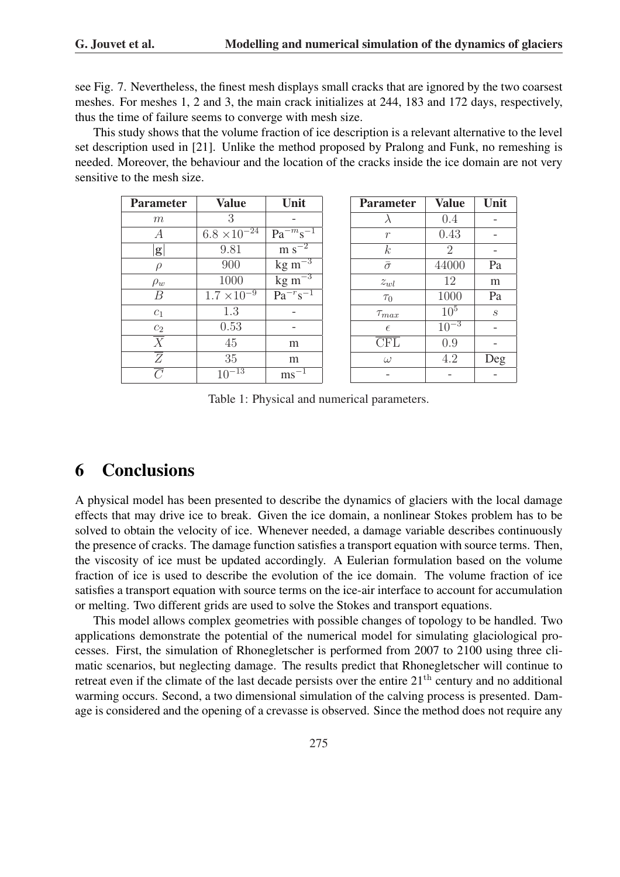see Fig. 7. Nevertheless, the finest mesh displays small cracks that are ignored by the two coarsest meshes. For meshes 1, 2 and 3, the main crack initializes at 244, 183 and 172 days, respectively, thus the time of failure seems to converge with mesh size.

This study shows that the volume fraction of ice description is a relevant alternative to the level set description used in [21]. Unlike the method proposed by Pralong and Funk, no remeshing is needed. Moreover, the behaviour and the location of the cracks inside the ice domain are not very sensitive to the mesh size.

| Parameter | Value | Unit |
|---|---|---|
| $m$ | $3$ | - |
| $A$ | $6.8 \times 10^{-24}$ | $\mathrm{Pa}^{-m}\mathrm{s}^{-1}$ |
| $\lvert\mathbf{g}\rvert$ | $9.81$ | $\mathrm{m\ s}^{-2}$ |
| $\rho$ | $900$ | $\mathrm{kg\ m}^{-3}$ |
| $\rho_w$ | $1000$ | $\mathrm{kg\ m}^{-3}$ |
| $B$ | $1.7 \times 10^{-9}$ | $\mathrm{Pa}^{-r}\mathrm{s}^{-1}$ |
| $c_1$ | $1.3$ | - |
| $c_2$ | $0.53$ | - |
| $\overline{X}$ | $45$ | m |
| $\overline{Z}$ | $35$ | m |
| $\overline{C}$ | $10^{-13}$ | $\mathrm{ms}^{-1}$ |

| Parameter | Value | Unit |
|---|---|---|
| $\lambda$ | $0.4$ | - |
| $r$ | $0.43$ | - |
| $k$ | $2$ | - |
| $\tilde{\sigma}$ | $44000$ | Pa |
| $z_{wl}$ | $12$ | m |
| $\tau_0$ | $1000$ | Pa |
| $\tau_{max}$ | $10^5$ | $s$ |
| $\epsilon$ | $10^{-3}$ | - |
| $\overline{\mathrm{CFL}}$ | $0.9$ | - |
| $\omega$ | $4.2$ | Deg |
| - | - | - |

Table 1: Physical and numerical parameters.

# 6 Conclusions

A physical model has been presented to describe the dynamics of glaciers with the local damage effects that may drive ice to break. Given the ice domain, a nonlinear Stokes problem has to be solved to obtain the velocity of ice. Whenever needed, a damage variable describes continuously the presence of cracks. The damage function satisfies a transport equation with source terms. Then, the viscosity of ice must be updated accordingly. A Eulerian formulation based on the volume fraction of ice is used to describe the evolution of the ice domain. The volume fraction of ice satisfies a transport equation with source terms on the ice-air interface to account for accumulation or melting. Two different grids are used to solve the Stokes and transport equations.

This model allows complex geometries with possible changes of topology to be handled. Two applications demonstrate the potential of the numerical model for simulating glaciological processes. First, the simulation of Rhonegletscher is performed from 2007 to 2100 using three climatic scenarios, but neglecting damage. The results predict that Rhonegletscher will continue to retreat even if the climate of the last decade persists over the entire 21$^{\text{th}}$ century and no additional warming occurs. Second, a two dimensional simulation of the calving process is presented. Damage is considered and the opening of a crevasse is observed. Since the method does not require any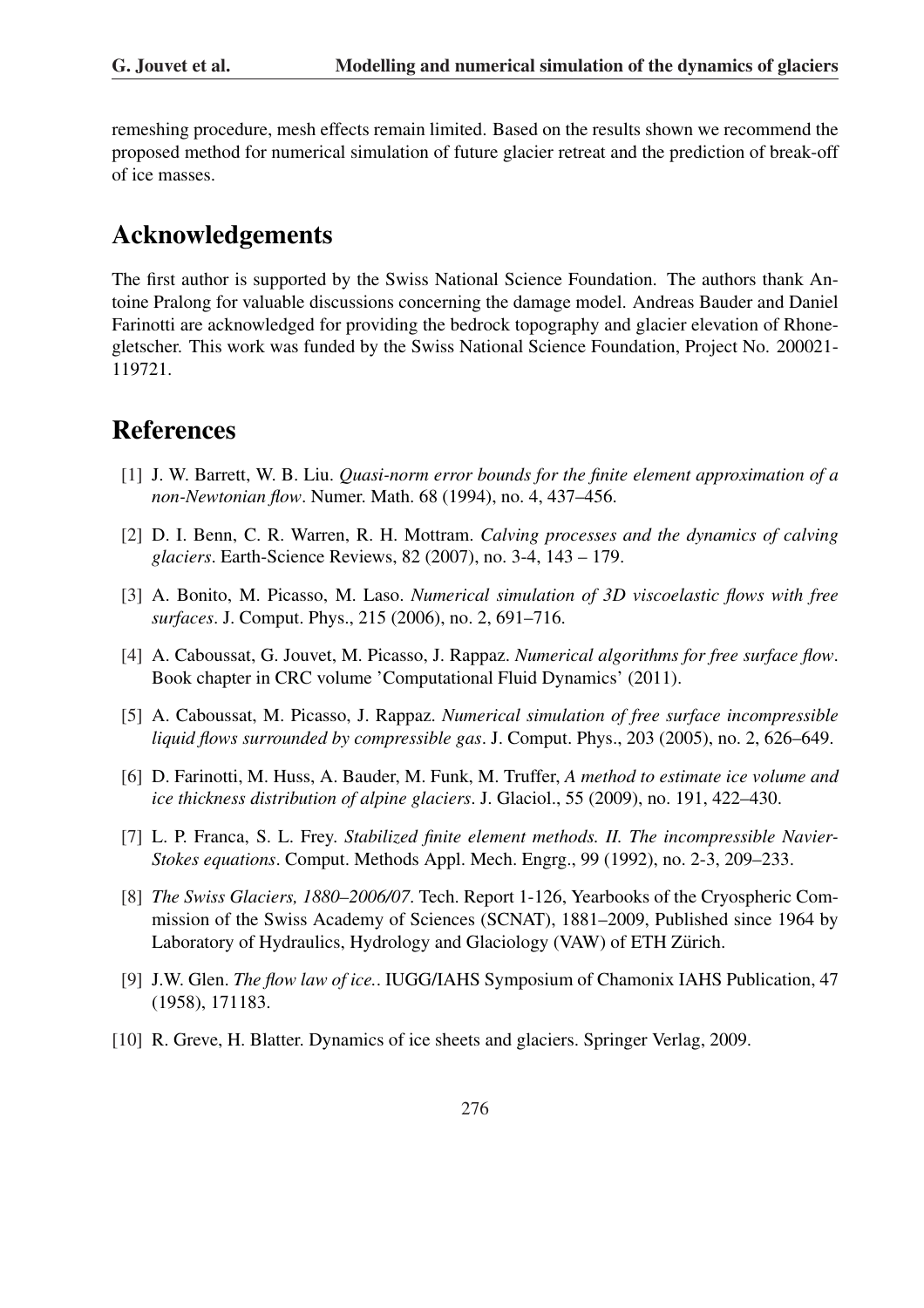remeshing procedure, mesh effects remain limited. Based on the results shown we recommend the proposed method for numerical simulation of future glacier retreat and the prediction of break-off of ice masses.

## Acknowledgements

The first author is supported by the Swiss National Science Foundation. The authors thank Antoine Pralong for valuable discussions concerning the damage model. Andreas Bauder and Daniel Farinotti are acknowledged for providing the bedrock topography and glacier elevation of Rhonegletscher. This work was funded by the Swiss National Science Foundation, Project No. 200021-119721.

## References

[1] J. W. Barrett, W. B. Liu. *Quasi-norm error bounds for the finite element approximation of a non-Newtonian flow*. Numer. Math. 68 (1994), no. 4, 437–456.

[2] D. I. Benn, C. R. Warren, R. H. Mottram. *Calving processes and the dynamics of calving glaciers*. Earth-Science Reviews, 82 (2007), no. 3-4, 143 – 179.

[3] A. Bonito, M. Picasso, M. Laso. *Numerical simulation of 3D viscoelastic flows with free surfaces*. J. Comput. Phys., 215 (2006), no. 2, 691–716.

[4] A. Caboussat, G. Jouvet, M. Picasso, J. Rappaz. *Numerical algorithms for free surface flow*. Book chapter in CRC volume 'Computational Fluid Dynamics' (2011).

[5] A. Caboussat, M. Picasso, J. Rappaz. *Numerical simulation of free surface incompressible liquid flows surrounded by compressible gas*. J. Comput. Phys., 203 (2005), no. 2, 626–649.

[6] D. Farinotti, M. Huss, A. Bauder, M. Funk, M. Truffer, *A method to estimate ice volume and ice thickness distribution of alpine glaciers*. J. Glaciol., 55 (2009), no. 191, 422–430.

[7] L. P. Franca, S. L. Frey. *Stabilized finite element methods. II. The incompressible Navier-Stokes equations*. Comput. Methods Appl. Mech. Engrg., 99 (1992), no. 2-3, 209–233.

[8] *The Swiss Glaciers, 1880–2006/07*. Tech. Report 1-126, Yearbooks of the Cryospheric Commission of the Swiss Academy of Sciences (SCNAT), 1881–2009, Published since 1964 by Laboratory of Hydraulics, Hydrology and Glaciology (VAW) of ETH Zürich.

[9] J.W. Glen. *The flow law of ice.*. IUGG/IAHS Symposium of Chamonix IAHS Publication, 47 (1958), 171183.

[10] R. Greve, H. Blatter. Dynamics of ice sheets and glaciers. Springer Verlag, 2009.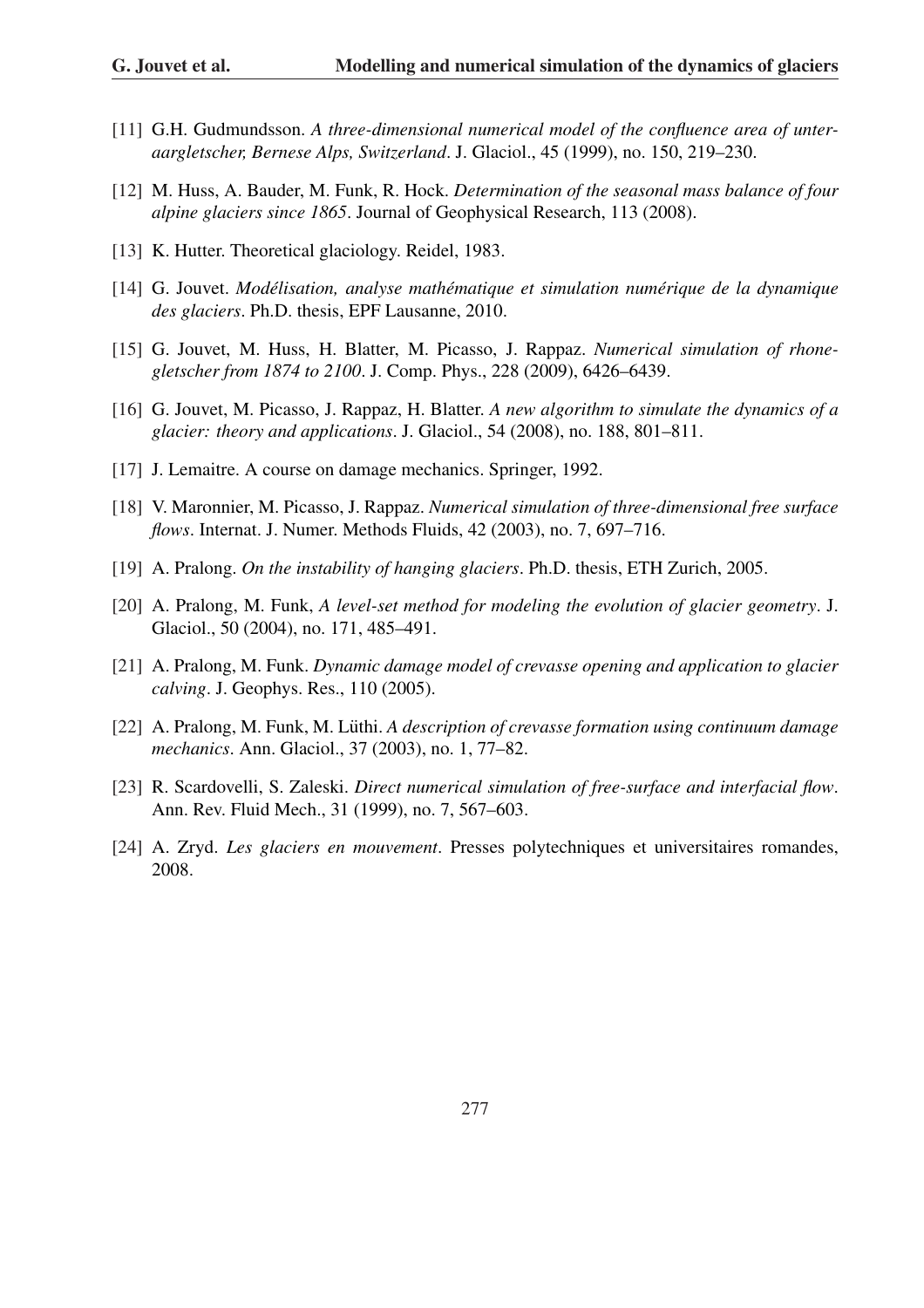[11] G.H. Gudmundsson. *A three-dimensional numerical model of the confluence area of unteraargletscher, Bernese Alps, Switzerland*. J. Glaciol., 45 (1999), no. 150, 219–230.

[12] M. Huss, A. Bauder, M. Funk, R. Hock. *Determination of the seasonal mass balance of four alpine glaciers since 1865*. Journal of Geophysical Research, 113 (2008).

[13] K. Hutter. Theoretical glaciology. Reidel, 1983.

[14] G. Jouvet. *Modélisation, analyse mathématique et simulation numérique de la dynamique des glaciers*. Ph.D. thesis, EPF Lausanne, 2010.

[15] G. Jouvet, M. Huss, H. Blatter, M. Picasso, J. Rappaz. *Numerical simulation of rhonegletscher from 1874 to 2100*. J. Comp. Phys., 228 (2009), 6426–6439.

[16] G. Jouvet, M. Picasso, J. Rappaz, H. Blatter. *A new algorithm to simulate the dynamics of a glacier: theory and applications*. J. Glaciol., 54 (2008), no. 188, 801–811.

[17] J. Lemaitre. A course on damage mechanics. Springer, 1992.

[18] V. Maronnier, M. Picasso, J. Rappaz. *Numerical simulation of three-dimensional free surface flows*. Internat. J. Numer. Methods Fluids, 42 (2003), no. 7, 697–716.

[19] A. Pralong. *On the instability of hanging glaciers*. Ph.D. thesis, ETH Zurich, 2005.

[20] A. Pralong, M. Funk, *A level-set method for modeling the evolution of glacier geometry*. J. Glaciol., 50 (2004), no. 171, 485–491.

[21] A. Pralong, M. Funk. *Dynamic damage model of crevasse opening and application to glacier calving*. J. Geophys. Res., 110 (2005).

[22] A. Pralong, M. Funk, M. Lüthi. *A description of crevasse formation using continuum damage mechanics*. Ann. Glaciol., 37 (2003), no. 1, 77–82.

[23] R. Scardovelli, S. Zaleski. *Direct numerical simulation of free-surface and interfacial flow*. Ann. Rev. Fluid Mech., 31 (1999), no. 7, 567–603.

[24] A. Zryd. *Les glaciers en mouvement*. Presses polytechniques et universitaires romandes, 2008.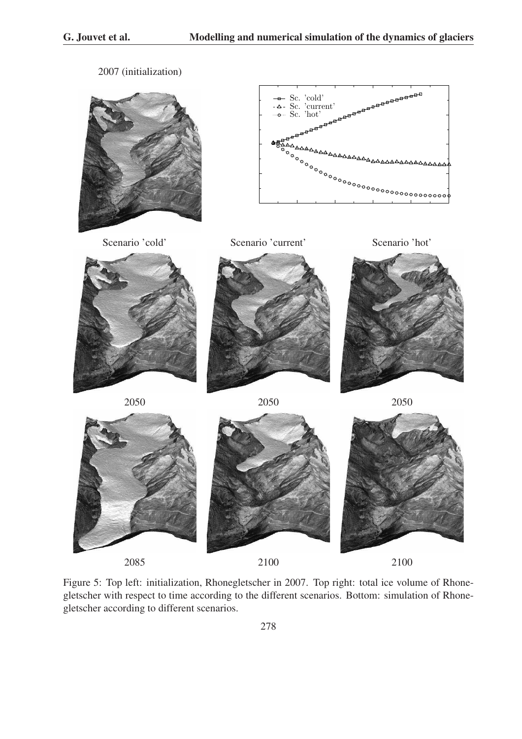2007 (initialization)

Scenario 'cold'

Scenario 'current'

Scenario 'hot'

2050

2050

2050

2085

2100

2100

Figure 5: Top left: initialization, Rhonegletscher in 2007. Top right: total ice volume of Rhonegletscher with respect to time according to the different scenarios. Bottom: simulation of Rhonegletscher according to different scenarios.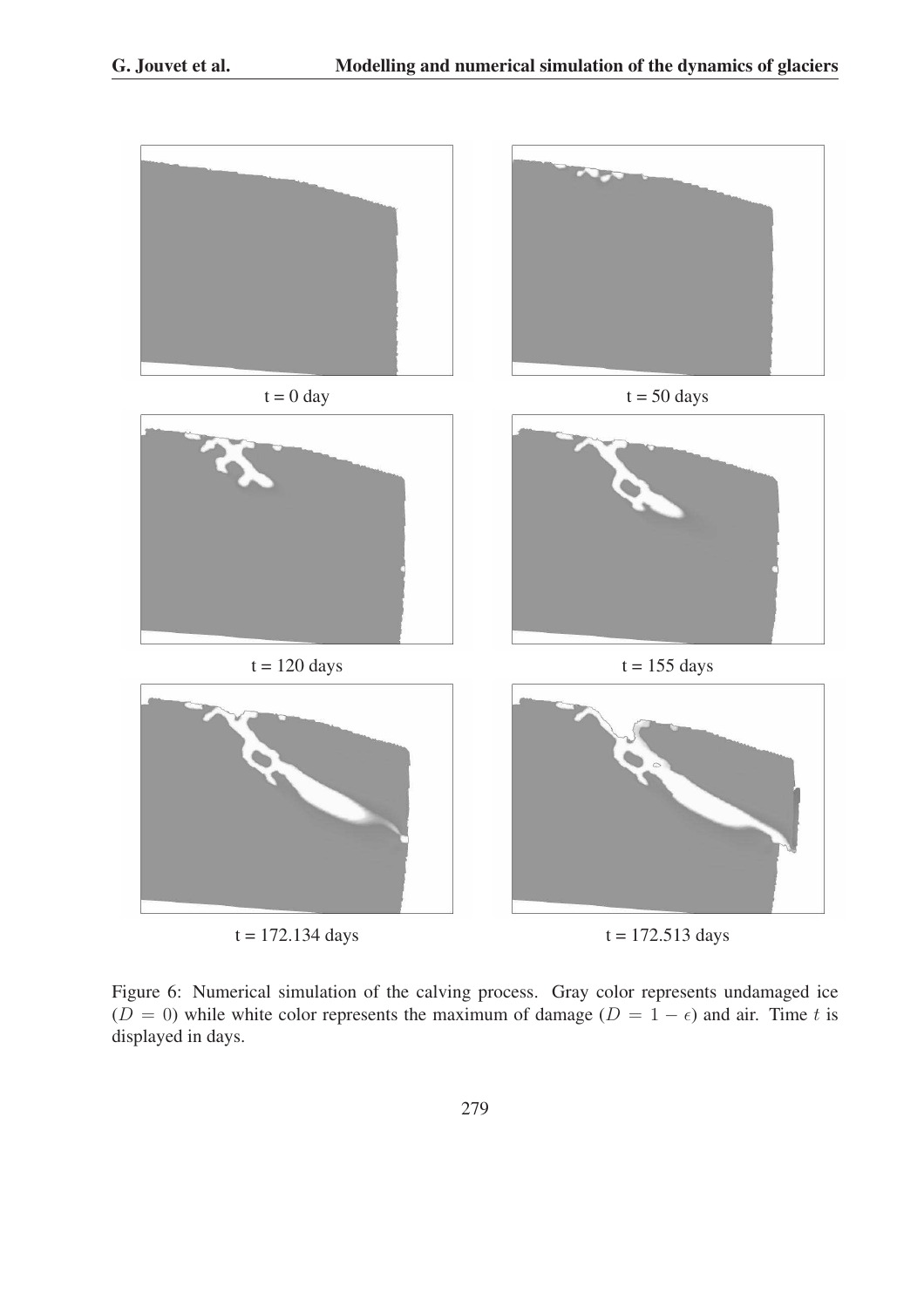t = 0 day

t = 50 days

t = 120 days

t = 155 days

t = 172.134 days

t = 172.513 days

Figure 6: Numerical simulation of the calving process. Gray color represents undamaged ice ($D = 0$) while white color represents the maximum of damage ($D = 1 - \epsilon$) and air. Time $t$ is displayed in days.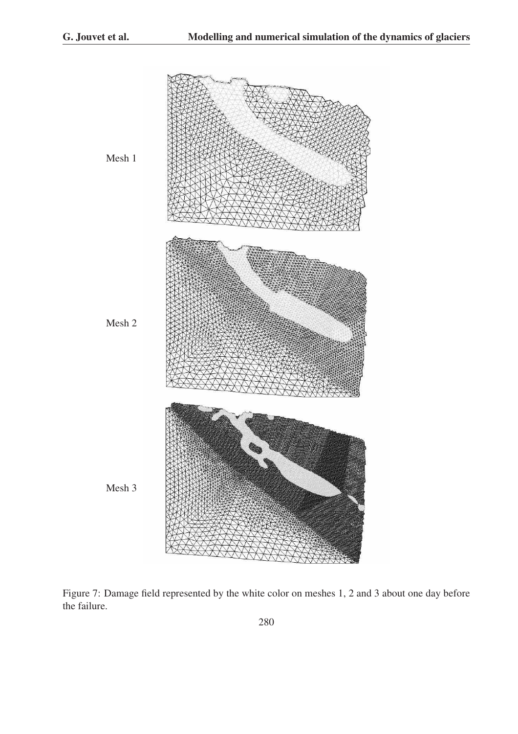Mesh 1

Mesh 2

Mesh 3

Figure 7: Damage field represented by the white color on meshes 1, 2 and 3 about one day before the failure.